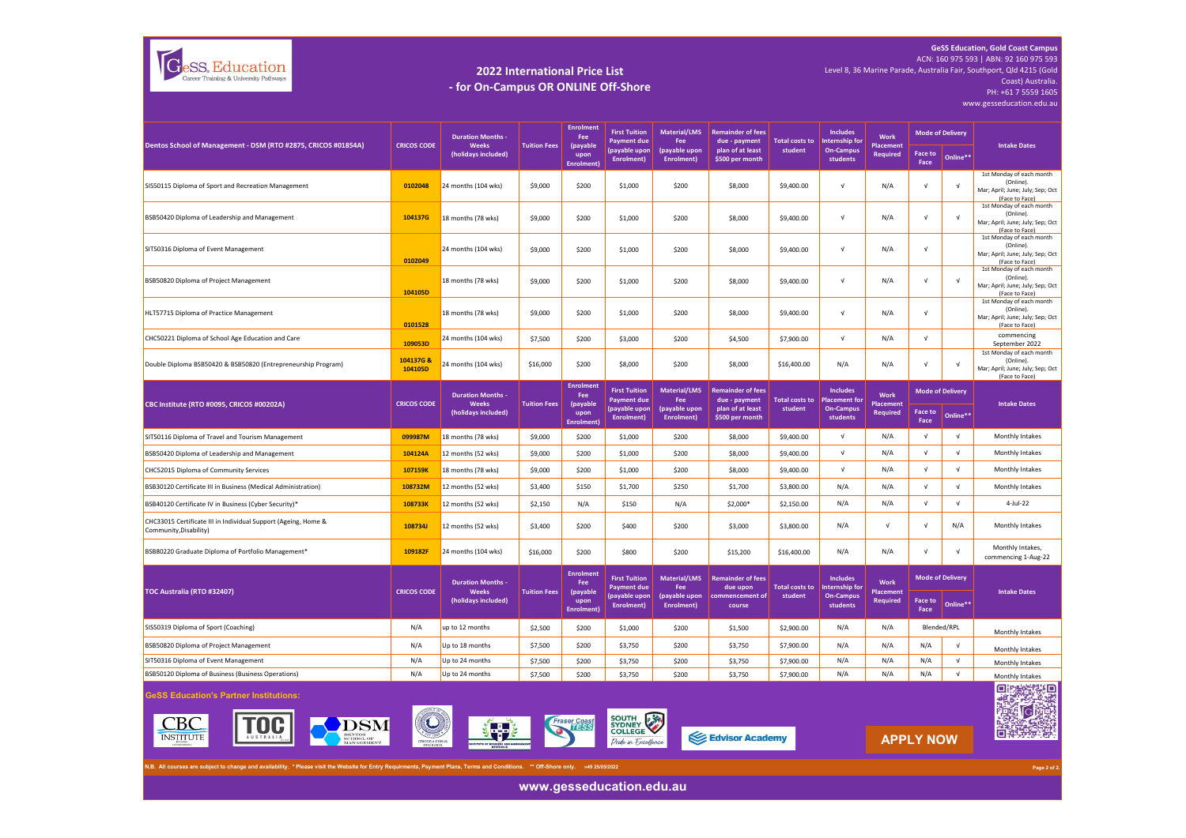GeSS Education Career Training & University Pathways

# 2022 International Price List - for On-Campus OR ONLINE Off-Shore

**GeSS Education, Gold Coast Campus**
ACN: 160 975 593 | ABN: 92 160 975 593
Level 8, 36 Marine Parade, Australia Fair, Southport, Qld 4215 (Gold Coast) Australia.
PH: +61 7 5559 1605
www.gesseducation.edu.au

| Dentos School of Management - DSM (RTO #2875, CRICOS #01854A) | CRICOS CODE | Duration Months - Weeks (holidays included) | Tuition Fees | Enrolment Fee (payable upon Enrolment) | First Tuition Payment due (payable upon Enrolment) | Material/LMS Fee (payable upon Enrolment) | Remainder of fees due - payment plan of at least $500 per month | Total costs to student | Includes Internship for On-Campus students | Work Placement Required | Mode of Delivery: Face to Face | Mode of Delivery: Online** | Intake Dates |
|---|---|---|---|---|---|---|---|---|---|---|---|---|---|
| SIS50115 Diploma of Sport and Recreation Management | 0102048 | 24 months (104 wks) | $9,000 | $200 | $1,000 | $200 | $8,000 | $9,400.00 | √ | N/A | √ | √ | 1st Monday of each month (Online). Mar; April; June; July; Sep; Oct (Face to Face) |
| BSB50420 Diploma of Leadership and Management | 104137G | 18 months (78 wks) | $9,000 | $200 | $1,000 | $200 | $8,000 | $9,400.00 | √ | N/A | √ | √ | 1st Monday of each month (Online). Mar; April; June; July; Sep; Oct (Face to Face) |
| SIT50316 Diploma of Event Management | 0102049 | 24 months (104 wks) | $9,000 | $200 | $1,000 | $200 | $8,000 | $9,400.00 | √ | N/A | √ | | 1st Monday of each month (Online). Mar; April; June; July; Sep; Oct (Face to Face) |
| BSB50820 Diploma of Project Management | 104105D | 18 months (78 wks) | $9,000 | $200 | $1,000 | $200 | $8,000 | $9,400.00 | √ | N/A | √ | √ | 1st Monday of each month (Online). Mar; April; June; July; Sep; Oct (Face to Face) |
| HLT57715 Diploma of Practice Management | 0101528 | 18 months (78 wks) | $9,000 | $200 | $1,000 | $200 | $8,000 | $9,400.00 | √ | N/A | √ | | 1st Monday of each month (Online). Mar; April; June; July; Sep; Oct (Face to Face) |
| CHC50221 Diploma of School Age Education and Care | 109053D | 24 months (104 wks) | $7,500 | $200 | $3,000 | $200 | $4,500 | $7,900.00 | √ | N/A | √ | | commencing September 2022 |
| Double Diploma BSB50420 & BSB50820 (Entrepreneurship Program) | 104137G & 104105D | 24 months (104 wks) | $16,000 | $200 | $8,000 | $200 | $8,000 | $16,400.00 | N/A | N/A | √ | √ | 1st Monday of each month (Online). Mar; April; June; July; Sep; Oct (Face to Face) |

| CBC Institute (RTO #0095, CRICOS #00202A) | CRICOS CODE | Duration Months - Weeks (holidays included) | Tuition Fees | Enrolment Fee (payable upon Enrolment) | First Tuition Payment due (payable upon Enrolment) | Material/LMS Fee (payable upon Enrolment) | Remainder of fees due - payment plan of at least $500 per month | Total costs to student | Includes Placement for On-Campus students | Work Placement Required | Mode of Delivery: Face to Face | Mode of Delivery: Online** | Intake Dates |
|---|---|---|---|---|---|---|---|---|---|---|---|---|---|
| SIT50116 Diploma of Travel and Tourism Management | 099987M | 18 months (78 wks) | $9,000 | $200 | $1,000 | $200 | $8,000 | $9,400.00 | √ | N/A | √ | √ | Monthly Intakes |
| BSB50420 Diploma of Leadership and Management | 104124A | 12 months (52 wks) | $9,000 | $200 | $1,000 | $200 | $8,000 | $9,400.00 | √ | N/A | √ | √ | Monthly Intakes |
| CHC52015 Diploma of Community Services | 107159K | 18 months (78 wks) | $9,000 | $200 | $1,000 | $200 | $8,000 | $9,400.00 | √ | N/A | √ | √ | Monthly Intakes |
| BSB30120 Certificate III in Business (Medical Administration) | 108732M | 12 months (52 wks) | $3,400 | $150 | $1,700 | $250 | $1,700 | $3,800.00 | N/A | N/A | √ | √ | Monthly Intakes |
| BSB40120 Certificate IV in Business (Cyber Security)* | 108733K | 12 months (52 wks) | $2,150 | N/A | $150 | N/A | $2,000* | $2,150.00 | N/A | N/A | √ | √ | 4-Jul-22 |
| CHC33015 Certificate III in Individual Support (Ageing, Home & Community,Disability) | 108734J | 12 months (52 wks) | $3,400 | $200 | $400 | $200 | $3,000 | $3,800.00 | N/A | √ | √ | N/A | Monthly Intakes |
| BSB80220 Graduate Diploma of Portfolio Management* | 109182F | 24 months (104 wks) | $16,000 | $200 | $800 | $200 | $15,200 | $16,400.00 | N/A | N/A | √ | √ | Monthly Intakes, commencing 1-Aug-22 |

| TOC Australia (RTO #32407) | CRICOS CODE | Duration Months - Weeks (holidays included) | Tuition Fees | Enrolment Fee (payable upon Enrolment) | First Tuition Payment due (payable upon Enrolment) | Material/LMS Fee (payable upon Enrolment) | Remainder of fees due upon commencement of course | Total costs to student | Includes Internship for On-Campus students | Work Placement Required | Mode of Delivery: Face to Face | Mode of Delivery: Online** | Intake Dates |
|---|---|---|---|---|---|---|---|---|---|---|---|---|---|
| SIS50319 Diploma of Sport (Coaching) | N/A | up to 12 months | $2,500 | $200 | $1,000 | $200 | $1,500 | $2,900.00 | N/A | N/A | Blended/RPL | | Monthly Intakes |
| BSB50820 Diploma of Project Management | N/A | Up to 18 months | $7,500 | $200 | $3,750 | $200 | $3,750 | $7,900.00 | N/A | N/A | N/A | √ | Monthly Intakes |
| SIT50316 Diploma of Event Management | N/A | Up to 24 months | $7,500 | $200 | $3,750 | $200 | $3,750 | $7,900.00 | N/A | N/A | N/A | √ | Monthly Intakes |
| BSB50120 Diploma of Business (Business Operations) | N/A | Up to 24 months | $7,500 | $200 | $3,750 | $200 | $3,750 | $7,900.00 | N/A | N/A | N/A | √ | Monthly Intakes |

**GeSS Education's Partner Institutions:**

CBC Institute | TOC Australia | DSM Dentos School of Management | Fraser Coast TESS | South Sydney College | Edvisor Academy

**APPLY NOW**

N.B. All courses are subject to change and availability. * Please visit the Website for Entry Requirments, Payment Plans, Terms and Conditions. ** Off-Shore only. v49 25/05/2022

www.gesseducation.edu.au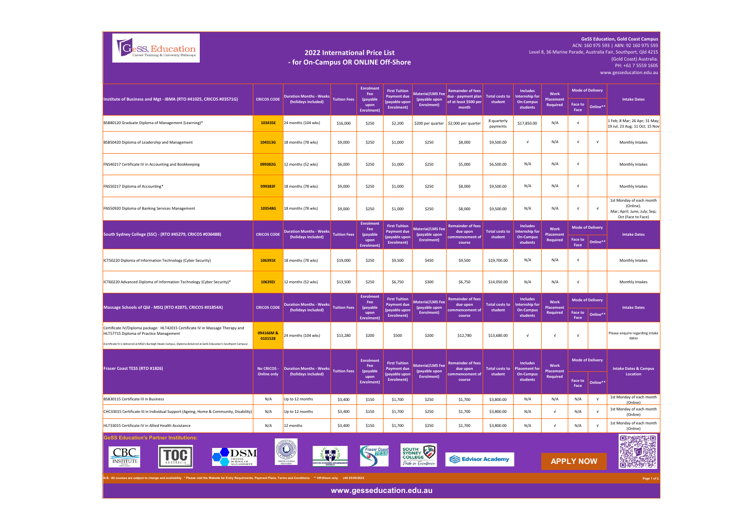# 2022 International Price List
## - for On-Campus OR ONLINE Off-Shore

**GeSS Education, Gold Coast Campus**
ACN: 160 975 593 | ABN: 92 160 975 593
Level 8, 36 Marine Parade, Australia Fair, Southport, Qld 4215
(Gold Coast) Australia.
PH: +61 7 5559 1605
www.gesseducation.edu.au

| Institute of Business and Mgt - IBMA (RTO #41025, CRICOS #03571G) | CRICOS CODE | Duration Months - Weeks (holidays included) | Tuition Fees | Enrolment Fee (payable upon Enrolment) | First Tuition Payment due (payable upon Enrolment) | Material/LMS Fee (payable upon Enrolment) | Remainder of fees due - payment plan of at least $500 per month | Total costs to student | Includes Internship for On-Campus students | Work Placement Required | Mode of Delivery: Face to Face | Mode of Delivery: Online** | Intake Dates |
|---|---|---|---|---|---|---|---|---|---|---|---|---|---|
| BSB80120 Graduate Diploma of Management (Learning)* | 103435E | 24 months (104 wks) | $16,000 | $250 | $2,200 | $200 per quarter | $2,000 per quarter | 8 quarterly payments | $17,850.00 | N/A | √ | | 1 Feb; 8 Mar; 26 Apr; 31 May; 19 Jul; 23 Aug; 11 Oct; 15 Nov |
| BSB50420 Diploma of Leadership and Management | 104313G | 18 months (78 wks) | $9,000 | $250 | $1,000 | $250 | $8,000 | $9,500.00 | √ | N/A | √ | √ | Monthly Intakes |
| FNS40217 Certificate IV in Accounting and Bookkeeping | 099382G | 12 months (52 wks) | $6,000 | $250 | $1,000 | $250 | $5,000 | $6,500.00 | N/A | N/A | √ | | Monthly Intakes |
| FNS50217 Diploma of Accounting* | 099383F | 18 months (78 wks) | $9,000 | $250 | $1,000 | $250 | $8,000 | $9,500.00 | N/A | N/A | √ | | Monthly Intakes |
| FNS50920 Diploma of Banking Services Management | 103548G | 18 months (78 wks) | $9,000 | $250 | $1,000 | $250 | $8,000 | $9,500.00 | N/A | N/A | √ | √ | 1st Monday of each month (Online). Mar; April; June; July; Sep; Oct (Face to Face) |

| South Sydney College (SSC) - (RTO #45279, CRICOS #03648B) | CRICOS CODE | Duration Months - Weeks (holidays included) | Tuition Fees | Enrolment Fee (payable upon Enrolment) | First Tuition Payment due (payable upon Enrolment) | Material/LMS Fee (payable upon Enrolment) | Remainder of fees due upon commencement of course | Total costs to student | Includes Internship for On-Campus students | Work Placement Required | Mode of Delivery: Face to Face | Mode of Delivery: Online** | Intake Dates |
|---|---|---|---|---|---|---|---|---|---|---|---|---|---|
| ICT50220 Diploma of Information Technology (Cyber Security) | 106391K | 18 months (78 wks) | $19,000 | $250 | $9,500 | $450 | $9,500 | $19,700.00 | N/A | N/A | √ | | Monthly Intakes |
| ICT60220 Advanced Diploma of Information Technology (Cyber Security)* | 106392J | 12 months (52 wks) | $13,500 | $250 | $6,750 | $300 | $6,750 | $14,050.00 | N/A | N/A | √ | | Monthly Intakes |

| Massage Schools of Qld - MSQ (RTO #2875, CRICOS #01854A) | CRICOS CODE | Duration Months - Weeks (holidays included) | Tuition Fees | Enrolment Fee (payable upon Enrolment) | First Tuition Payment due (payable upon Enrolment) | Material/LMS Fee (payable upon Enrolment) | Remainder of fees due upon commencement of course | Total costs to student | Includes Internship for On-Campus students | Work Placement Required | Mode of Delivery: Face to Face | Mode of Delivery: Online** | Intake Dates |
|---|---|---|---|---|---|---|---|---|---|---|---|---|---|
| Certificate IV/Diploma package: HLT42015 Certificate IV in Massage Therapy and HLT57715 Diploma of Practice Management (Certificate IV is delivered at MSQ's Burleigh Heads Campus, Diploma delivered at GeSS Education's Southport Campus) | 094166M & 0101528 | 24 months (104 wks) | $13,280 | $200 | $500 | $200 | $12,780 | $13,680.00 | √ | √ | √ | | Please enquire regarding intake dates |

| Fraser Coast TESS (RTO #1826) | No CRICOS - Online only | Duration Months - Weeks (holidays included) | Tuition Fees | Enrolment Fee (payable upon Enrolment) | First Tuition Payment due (payable upon Enrolment) | Material/LMS Fee (payable upon Enrolment) | Remainder of fees due upon commencement of course | Total costs to student | Includes Placement for On-Campus students | Work Placement Required | Mode of Delivery: Face to Face | Mode of Delivery: Online** | Intake Dates & Campus Location |
|---|---|---|---|---|---|---|---|---|---|---|---|---|---|
| BSB30115 Certificate III in Business | N/A | Up to 12 months | $3,400 | $150 | $1,700 | $250 | $1,700 | $3,800.00 | N/A | N/A | N/A | √ | 1st Monday of each month (Online) |
| CHC33015 Certificate III in Individual Support (Ageing, Home & Community, Disability) | N/A | Up to 12 months | $3,400 | $150 | $1,700 | $250 | $1,700 | $3,800.00 | N/A | √ | N/A | √ | 1st Monday of each month (Online) |
| HLT33015 Certificate IV in Allied Health Assistance | N/A | 12 months | $3,400 | $150 | $1,700 | $250 | $1,700 | $3,800.00 | N/A | √ | N/A | √ | 1st Monday of each month (Online) |

**GeSS Education's Partner Institutions:**

APPLY NOW

N.B. All courses are subject to change and availability. * Please visit the Website for Entry Requirments, Payment Plans, Terms and Conditions. ** Off-Shore only. v49 25/05/2022

www.gesseducation.edu.au